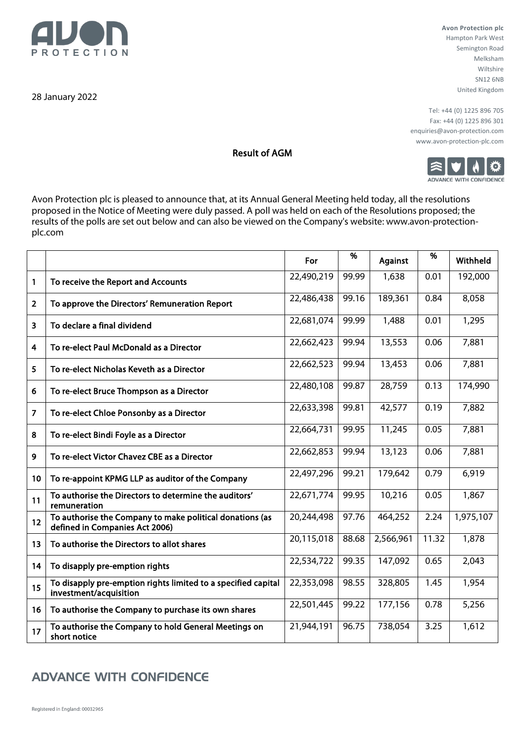**Avon Protection plc**
Hampton Park West
Semington Road
Melksham
Wiltshire
SN12 6NB
United Kingdom

Tel: +44 (0) 1225 896 705
Fax: +44 (0) 1225 896 301
enquiries@avon-protection.com
www.avon-protection-plc.com

28 January 2022

# Result of AGM

Avon Protection plc is pleased to announce that, at its Annual General Meeting held today, all the resolutions proposed in the Notice of Meeting were duly passed. A poll was held on each of the Resolutions proposed; the results of the polls are set out below and can also be viewed on the Company's website: www.avon-protection-plc.com

| | | For | % | Against | % | Withheld |
|---|---|---|---|---|---|---|
| 1 | To receive the Report and Accounts | 22,490,219 | 99.99 | 1,638 | 0.01 | 192,000 |
| 2 | To approve the Directors' Remuneration Report | 22,486,438 | 99.16 | 189,361 | 0.84 | 8,058 |
| 3 | To declare a final dividend | 22,681,074 | 99.99 | 1,488 | 0.01 | 1,295 |
| 4 | To re-elect Paul McDonald as a Director | 22,662,423 | 99.94 | 13,553 | 0.06 | 7,881 |
| 5 | To re-elect Nicholas Keveth as a Director | 22,662,523 | 99.94 | 13,453 | 0.06 | 7,881 |
| 6 | To re-elect Bruce Thompson as a Director | 22,480,108 | 99.87 | 28,759 | 0.13 | 174,990 |
| 7 | To re-elect Chloe Ponsonby as a Director | 22,633,398 | 99.81 | 42,577 | 0.19 | 7,882 |
| 8 | To re-elect Bindi Foyle as a Director | 22,664,731 | 99.95 | 11,245 | 0.05 | 7,881 |
| 9 | To re-elect Victor Chavez CBE as a Director | 22,662,853 | 99.94 | 13,123 | 0.06 | 7,881 |
| 10 | To re-appoint KPMG LLP as auditor of the Company | 22,497,296 | 99.21 | 179,642 | 0.79 | 6,919 |
| 11 | To authorise the Directors to determine the auditors' remuneration | 22,671,774 | 99.95 | 10,216 | 0.05 | 1,867 |
| 12 | To authorise the Company to make political donations (as defined in Companies Act 2006) | 20,244,498 | 97.76 | 464,252 | 2.24 | 1,975,107 |
| 13 | To authorise the Directors to allot shares | 20,115,018 | 88.68 | 2,566,961 | 11.32 | 1,878 |
| 14 | To disapply pre-emption rights | 22,534,722 | 99.35 | 147,092 | 0.65 | 2,043 |
| 15 | To disapply pre-emption rights limited to a specified capital investment/acquisition | 22,353,098 | 98.55 | 328,805 | 1.45 | 1,954 |
| 16 | To authorise the Company to purchase its own shares | 22,501,445 | 99.22 | 177,156 | 0.78 | 5,256 |
| 17 | To authorise the Company to hold General Meetings on short notice | 21,944,191 | 96.75 | 738,054 | 3.25 | 1,612 |

ADVANCE WITH CONFIDENCE

Registered in England: 00032965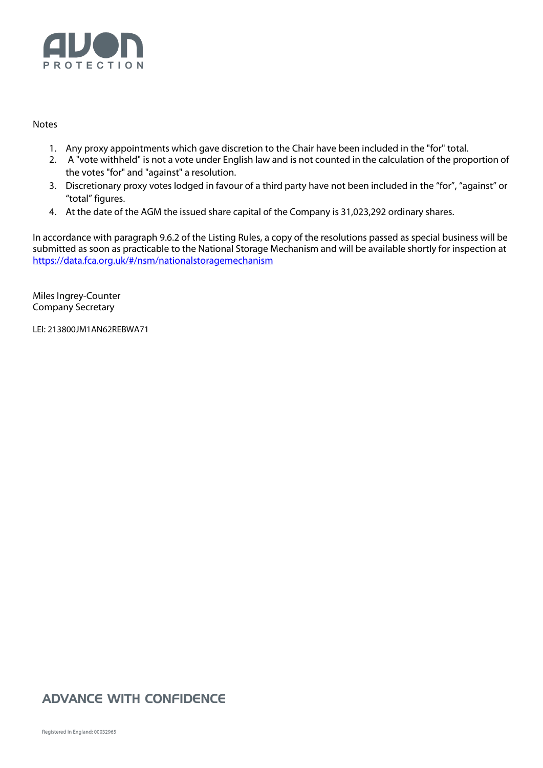Notes

1. Any proxy appointments which gave discretion to the Chair have been included in the "for" total.
2. A "vote withheld" is not a vote under English law and is not counted in the calculation of the proportion of the votes "for" and "against" a resolution.
3. Discretionary proxy votes lodged in favour of a third party have not been included in the “for”, “against” or “total” figures.
4. At the date of the AGM the issued share capital of the Company is 31,023,292 ordinary shares.

In accordance with paragraph 9.6.2 of the Listing Rules, a copy of the resolutions passed as special business will be submitted as soon as practicable to the National Storage Mechanism and will be available shortly for inspection at https://data.fca.org.uk/#/nsm/nationalstoragemechanism

Miles Ingrey-Counter
Company Secretary

LEI: 213800JM1AN62REBWA71

ADVANCE WITH CONFIDENCE

Registered in England: 00032965